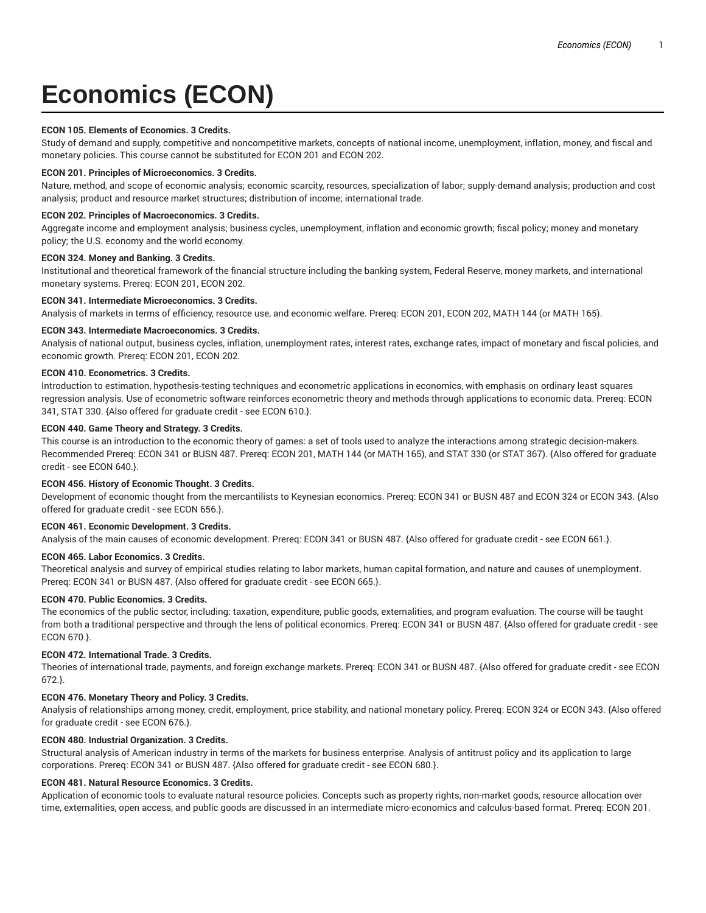# Economics (ECON)

**ECON 105. Elements of Economics. 3 Credits.**

Study of demand and supply, competitive and noncompetitive markets, concepts of national income, unemployment, inflation, money, and fiscal and monetary policies. This course cannot be substituted for ECON 201 and ECON 202.

**ECON 201. Principles of Microeconomics. 3 Credits.**

Nature, method, and scope of economic analysis; economic scarcity, resources, specialization of labor; supply-demand analysis; production and cost analysis; product and resource market structures; distribution of income; international trade.

**ECON 202. Principles of Macroeconomics. 3 Credits.**

Aggregate income and employment analysis; business cycles, unemployment, inflation and economic growth; fiscal policy; money and monetary policy; the U.S. economy and the world economy.

**ECON 324. Money and Banking. 3 Credits.**

Institutional and theoretical framework of the financial structure including the banking system, Federal Reserve, money markets, and international monetary systems. Prereq: ECON 201, ECON 202.

**ECON 341. Intermediate Microeconomics. 3 Credits.**

Analysis of markets in terms of efficiency, resource use, and economic welfare. Prereq: ECON 201, ECON 202, MATH 144 (or MATH 165).

**ECON 343. Intermediate Macroeconomics. 3 Credits.**

Analysis of national output, business cycles, inflation, unemployment rates, interest rates, exchange rates, impact of monetary and fiscal policies, and economic growth. Prereq: ECON 201, ECON 202.

**ECON 410. Econometrics. 3 Credits.**

Introduction to estimation, hypothesis-testing techniques and econometric applications in economics, with emphasis on ordinary least squares regression analysis. Use of econometric software reinforces econometric theory and methods through applications to economic data. Prereq: ECON 341, STAT 330. {Also offered for graduate credit - see ECON 610.}.

**ECON 440. Game Theory and Strategy. 3 Credits.**

This course is an introduction to the economic theory of games: a set of tools used to analyze the interactions among strategic decision-makers. Recommended Prereq: ECON 341 or BUSN 487. Prereq: ECON 201, MATH 144 (or MATH 165), and STAT 330 (or STAT 367). {Also offered for graduate credit - see ECON 640.}.

**ECON 456. History of Economic Thought. 3 Credits.**

Development of economic thought from the mercantilists to Keynesian economics. Prereq: ECON 341 or BUSN 487 and ECON 324 or ECON 343. {Also offered for graduate credit - see ECON 656.}.

**ECON 461. Economic Development. 3 Credits.**

Analysis of the main causes of economic development. Prereq: ECON 341 or BUSN 487. {Also offered for graduate credit - see ECON 661.}.

**ECON 465. Labor Economics. 3 Credits.**

Theoretical analysis and survey of empirical studies relating to labor markets, human capital formation, and nature and causes of unemployment. Prereq: ECON 341 or BUSN 487. {Also offered for graduate credit - see ECON 665.}.

**ECON 470. Public Economics. 3 Credits.**

The economics of the public sector, including: taxation, expenditure, public goods, externalities, and program evaluation. The course will be taught from both a traditional perspective and through the lens of political economics. Prereq: ECON 341 or BUSN 487. {Also offered for graduate credit - see ECON 670.}.

**ECON 472. International Trade. 3 Credits.**

Theories of international trade, payments, and foreign exchange markets. Prereq: ECON 341 or BUSN 487. {Also offered for graduate credit - see ECON 672.}.

**ECON 476. Monetary Theory and Policy. 3 Credits.**

Analysis of relationships among money, credit, employment, price stability, and national monetary policy. Prereq: ECON 324 or ECON 343. {Also offered for graduate credit - see ECON 676.}.

**ECON 480. Industrial Organization. 3 Credits.**

Structural analysis of American industry in terms of the markets for business enterprise. Analysis of antitrust policy and its application to large corporations. Prereq: ECON 341 or BUSN 487. {Also offered for graduate credit - see ECON 680.}.

**ECON 481. Natural Resource Economics. 3 Credits.**

Application of economic tools to evaluate natural resource policies. Concepts such as property rights, non-market goods, resource allocation over time, externalities, open access, and public goods are discussed in an intermediate micro-economics and calculus-based format. Prereq: ECON 201.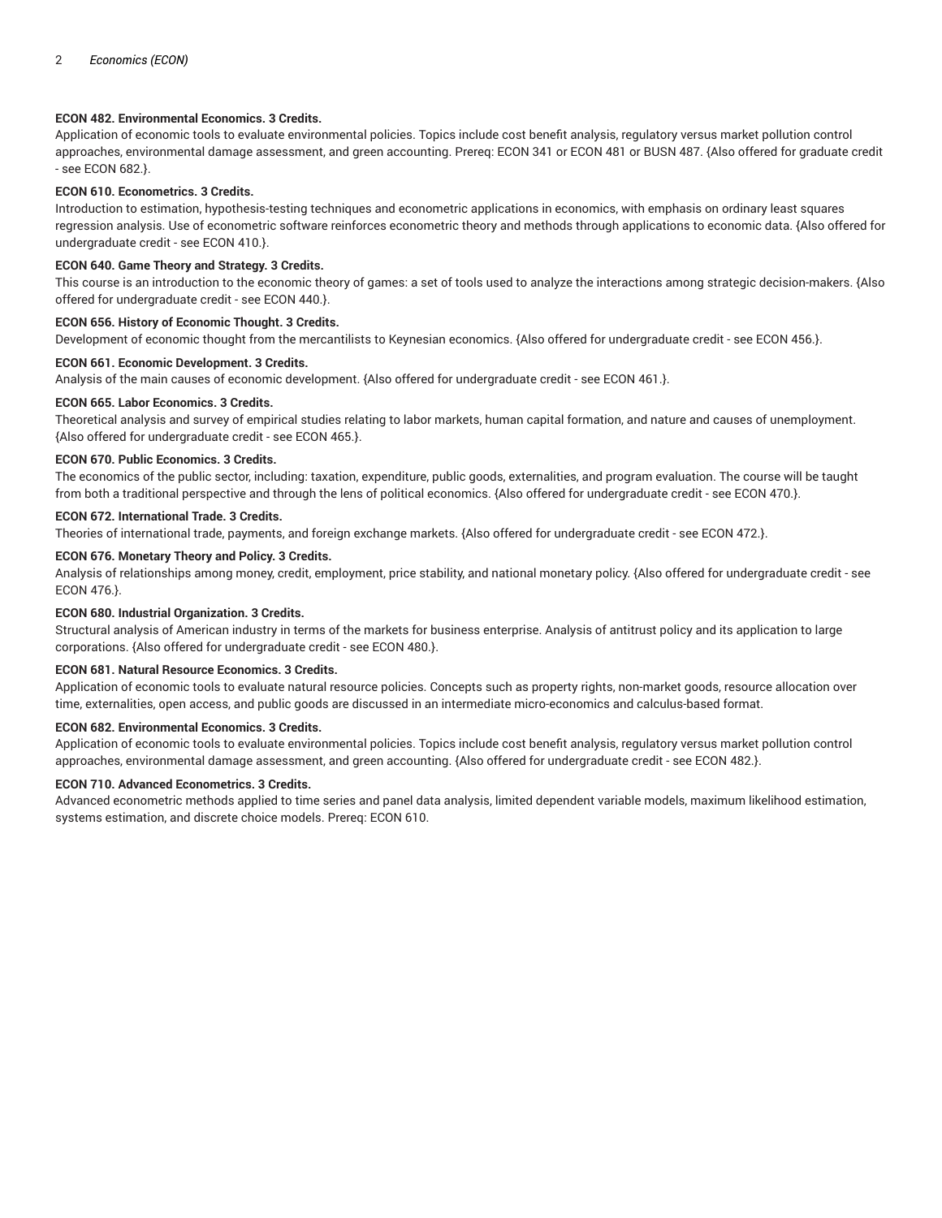**ECON 482. Environmental Economics. 3 Credits.**
Application of economic tools to evaluate environmental policies. Topics include cost benefit analysis, regulatory versus market pollution control approaches, environmental damage assessment, and green accounting. Prereq: ECON 341 or ECON 481 or BUSN 487. {Also offered for graduate credit - see ECON 682.}.

**ECON 610. Econometrics. 3 Credits.**
Introduction to estimation, hypothesis-testing techniques and econometric applications in economics, with emphasis on ordinary least squares regression analysis. Use of econometric software reinforces econometric theory and methods through applications to economic data. {Also offered for undergraduate credit - see ECON 410.}.

**ECON 640. Game Theory and Strategy. 3 Credits.**
This course is an introduction to the economic theory of games: a set of tools used to analyze the interactions among strategic decision-makers. {Also offered for undergraduate credit - see ECON 440.}.

**ECON 656. History of Economic Thought. 3 Credits.**
Development of economic thought from the mercantilists to Keynesian economics. {Also offered for undergraduate credit - see ECON 456.}.

**ECON 661. Economic Development. 3 Credits.**
Analysis of the main causes of economic development. {Also offered for undergraduate credit - see ECON 461.}.

**ECON 665. Labor Economics. 3 Credits.**
Theoretical analysis and survey of empirical studies relating to labor markets, human capital formation, and nature and causes of unemployment. {Also offered for undergraduate credit - see ECON 465.}.

**ECON 670. Public Economics. 3 Credits.**
The economics of the public sector, including: taxation, expenditure, public goods, externalities, and program evaluation. The course will be taught from both a traditional perspective and through the lens of political economics. {Also offered for undergraduate credit - see ECON 470.}.

**ECON 672. International Trade. 3 Credits.**
Theories of international trade, payments, and foreign exchange markets. {Also offered for undergraduate credit - see ECON 472.}.

**ECON 676. Monetary Theory and Policy. 3 Credits.**
Analysis of relationships among money, credit, employment, price stability, and national monetary policy. {Also offered for undergraduate credit - see ECON 476.}.

**ECON 680. Industrial Organization. 3 Credits.**
Structural analysis of American industry in terms of the markets for business enterprise. Analysis of antitrust policy and its application to large corporations. {Also offered for undergraduate credit - see ECON 480.}.

**ECON 681. Natural Resource Economics. 3 Credits.**
Application of economic tools to evaluate natural resource policies. Concepts such as property rights, non-market goods, resource allocation over time, externalities, open access, and public goods are discussed in an intermediate micro-economics and calculus-based format.

**ECON 682. Environmental Economics. 3 Credits.**
Application of economic tools to evaluate environmental policies. Topics include cost benefit analysis, regulatory versus market pollution control approaches, environmental damage assessment, and green accounting. {Also offered for undergraduate credit - see ECON 482.}.

**ECON 710. Advanced Econometrics. 3 Credits.**
Advanced econometric methods applied to time series and panel data analysis, limited dependent variable models, maximum likelihood estimation, systems estimation, and discrete choice models. Prereq: ECON 610.